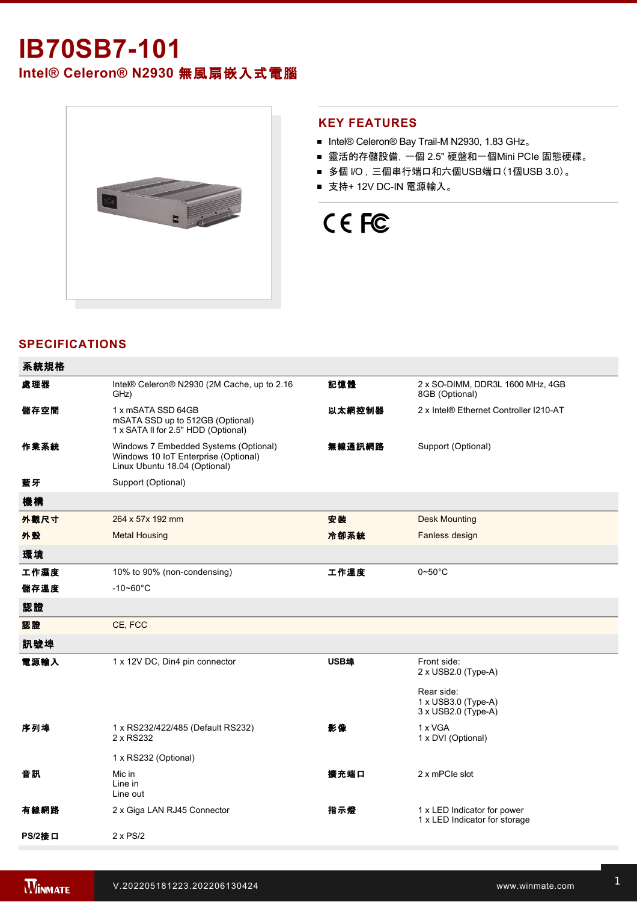# IB70SB7-101

## Intel® Celeron® N2930 無風扇嵌入式電腦

## KEY FEATURES

- Intel® Celeron® Bay Trail-M N2930, 1.83 GHz。
- 靈活的存儲設備，一個 2.5" 硬盤和一個Mini PCIe 固態硬碟。
- 多個 I/O，三個串行端口和六個USB端口（1個USB 3.0）。
- 支持+ 12V DC-IN 電源輸入。

## SPECIFICATIONS

| 系統規格 | | | |
|---|---|---|---|
| 處理器 | Intel® Celeron® N2930 (2M Cache, up to 2.16 GHz) | 記憶體 | 2 x SO-DIMM, DDR3L 1600 MHz, 4GB 8GB (Optional) |
| 儲存空間 | 1 x mSATA SSD 64GB<br>mSATA SSD up to 512GB (Optional)<br>1 x SATA II for 2.5" HDD (Optional) | 以太網控制器 | 2 x Intel® Ethernet Controller I210-AT |
| 作業系統 | Windows 7 Embedded Systems (Optional)<br>Windows 10 IoT Enterprise (Optional)<br>Linux Ubuntu 18.04 (Optional) | 無線通訊網路 | Support (Optional) |
| 藍牙 | Support (Optional) | | |
| **機構** | | | |
| 外觀尺寸 | 264 x 57x 192 mm | 安裝 | Desk Mounting |
| 外殼 | Metal Housing | 冷卻系統 | Fanless design |
| **環境** | | | |
| 工作濕度 | 10% to 90% (non-condensing) | 工作溫度 | 0~50°C |
| 儲存溫度 | -10~60°C | | |
| **認證** | | | |
| 認證 | CE, FCC | | |
| **訊號埠** | | | |
| 電源輸入 | 1 x 12V DC, Din4 pin connector | USB埠 | Front side:<br>2 x USB2.0 (Type-A)<br><br>Rear side:<br>1 x USB3.0 (Type-A)<br>3 x USB2.0 (Type-A) |
| 序列埠 | 1 x RS232/422/485 (Default RS232)<br>2 x RS232<br><br>1 x RS232 (Optional) | 影像 | 1 x VGA<br>1 x DVI (Optional) |
| 音訊 | Mic in<br>Line in<br>Line out | 擴充端口 | 2 x mPCIe slot |
| 有線網路 | 2 x Giga LAN RJ45 Connector | 指示燈 | 1 x LED Indicator for power<br>1 x LED Indicator for storage |
| PS/2接口 | 2 x PS/2 | | |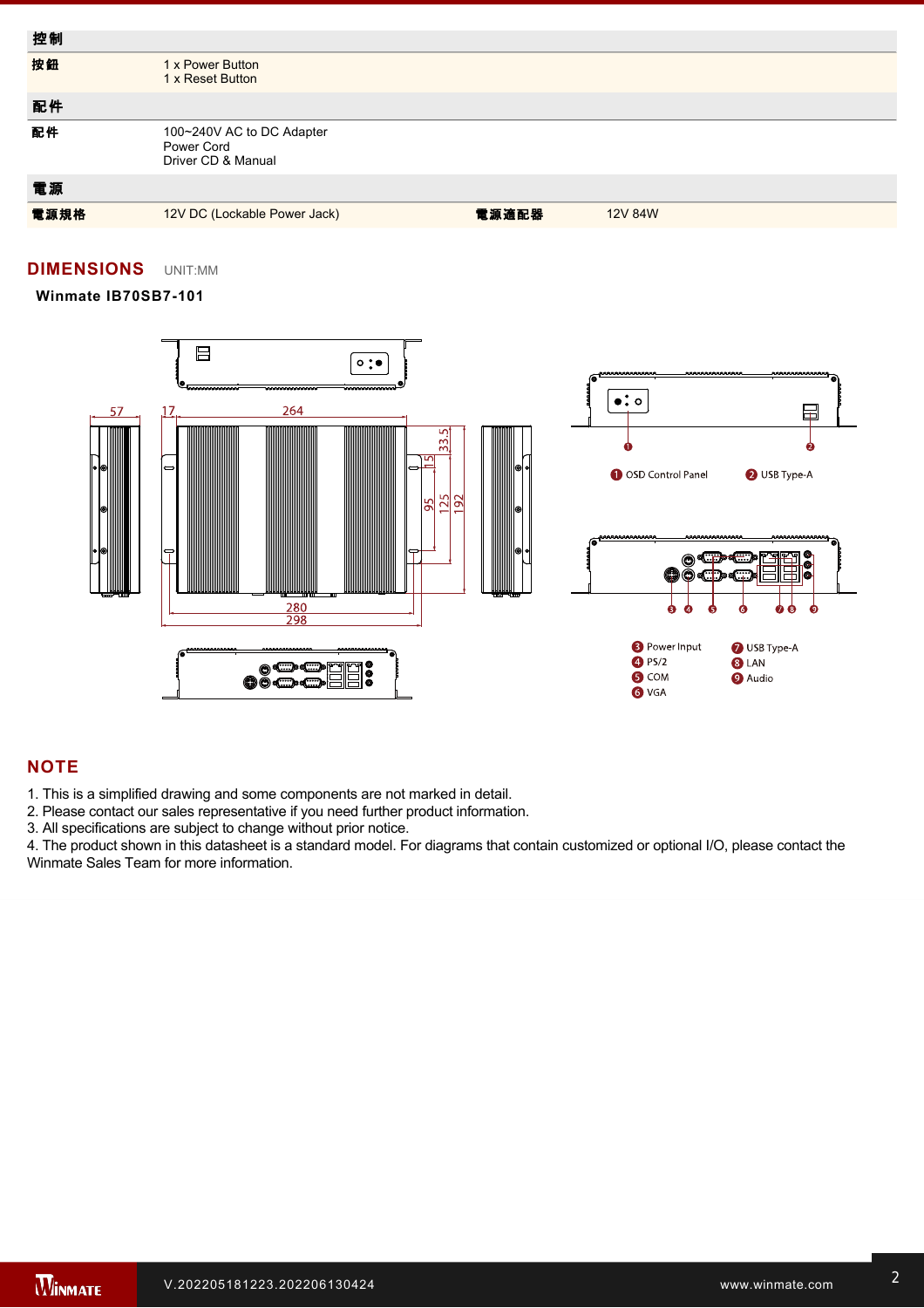| | | | |
|---|---|---|---|
| **控制** | | | |
| **按鈕** | 1 x Power Button<br>1 x Reset Button | | |
| **配件** | | | |
| **配件** | 100~240V AC to DC Adapter<br>Power Cord<br>Driver CD & Manual | | |
| **電源** | | | |
| **電源規格** | 12V DC (Lockable Power Jack) | **電源適配器** | 12V 84W |

## DIMENSIONS UNIT:MM

**Winmate IB70SB7-101**

57
17
264
33.5
15
95
125
192
280
298

1 OSD Control Panel
2 USB Type-A
3 Power Input
4 PS/2
5 COM
6 VGA
7 USB Type-A
8 LAN
9 Audio

## NOTE

1. This is a simplified drawing and some components are not marked in detail.
2. Please contact our sales representative if you need further product information.
3. All specifications are subject to change without prior notice.
4. The product shown in this datasheet is a standard model. For diagrams that contain customized or optional I/O, please contact the Winmate Sales Team for more information.